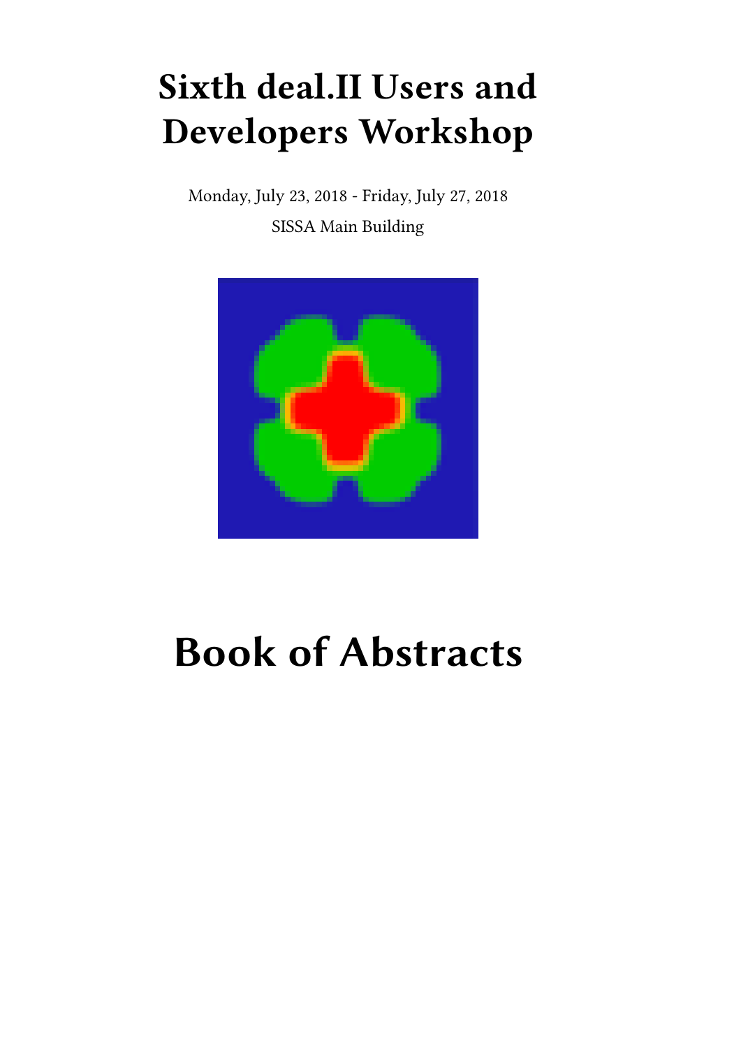# Sixth deal.II Users and Developers Workshop

Monday, July 23, 2018 - Friday, July 27, 2018

SISSA Main Building

# Book of Abstracts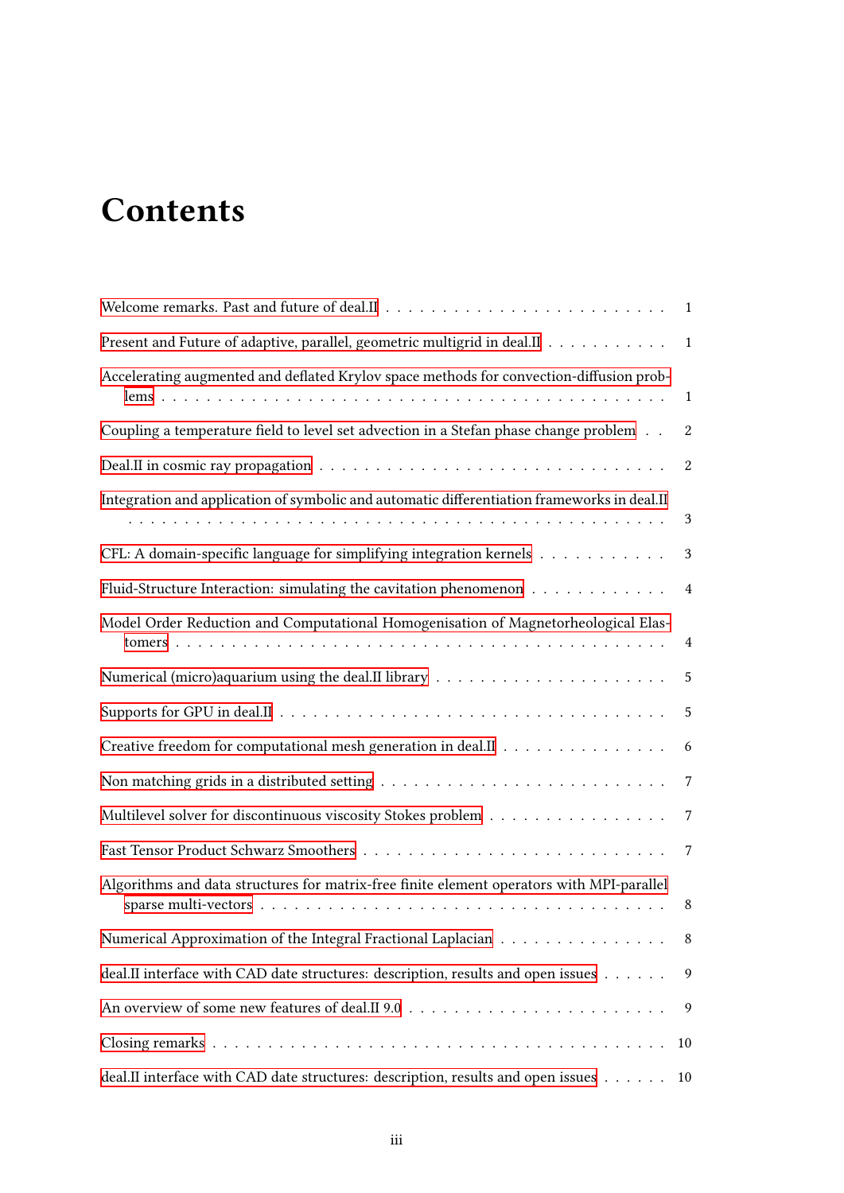# Contents

- Welcome remarks. Past and future of deal.II . . . 1
- Present and Future of adaptive, parallel, geometric multigrid in deal.II . . . 1
- Accelerating augmented and deflated Krylov space methods for convection-diffusion problems . . . 1
- Coupling a temperature field to level set advection in a Stefan phase change problem . . . 2
- Deal.II in cosmic ray propagation . . . 2
- Integration and application of symbolic and automatic differentiation frameworks in deal.II . . . 3
- CFL: A domain-specific language for simplifying integration kernels . . . 3
- Fluid-Structure Interaction: simulating the cavitation phenomenon . . . 4
- Model Order Reduction and Computational Homogenisation of Magnetorheological Elastomers . . . 4
- Numerical (micro)aquarium using the deal.II library . . . 5
- Supports for GPU in deal.II . . . 5
- Creative freedom for computational mesh generation in deal.II . . . 6
- Non matching grids in a distributed setting . . . 7
- Multilevel solver for discontinuous viscosity Stokes problem . . . 7
- Fast Tensor Product Schwarz Smoothers . . . 7
- Algorithms and data structures for matrix-free finite element operators with MPI-parallel sparse multi-vectors . . . 8
- Numerical Approximation of the Integral Fractional Laplacian . . . 8
- deal.II interface with CAD date structures: description, results and open issues . . . 9
- An overview of some new features of deal.II 9.0 . . . 9
- Closing remarks . . . 10
- deal.II interface with CAD date structures: description, results and open issues . . . 10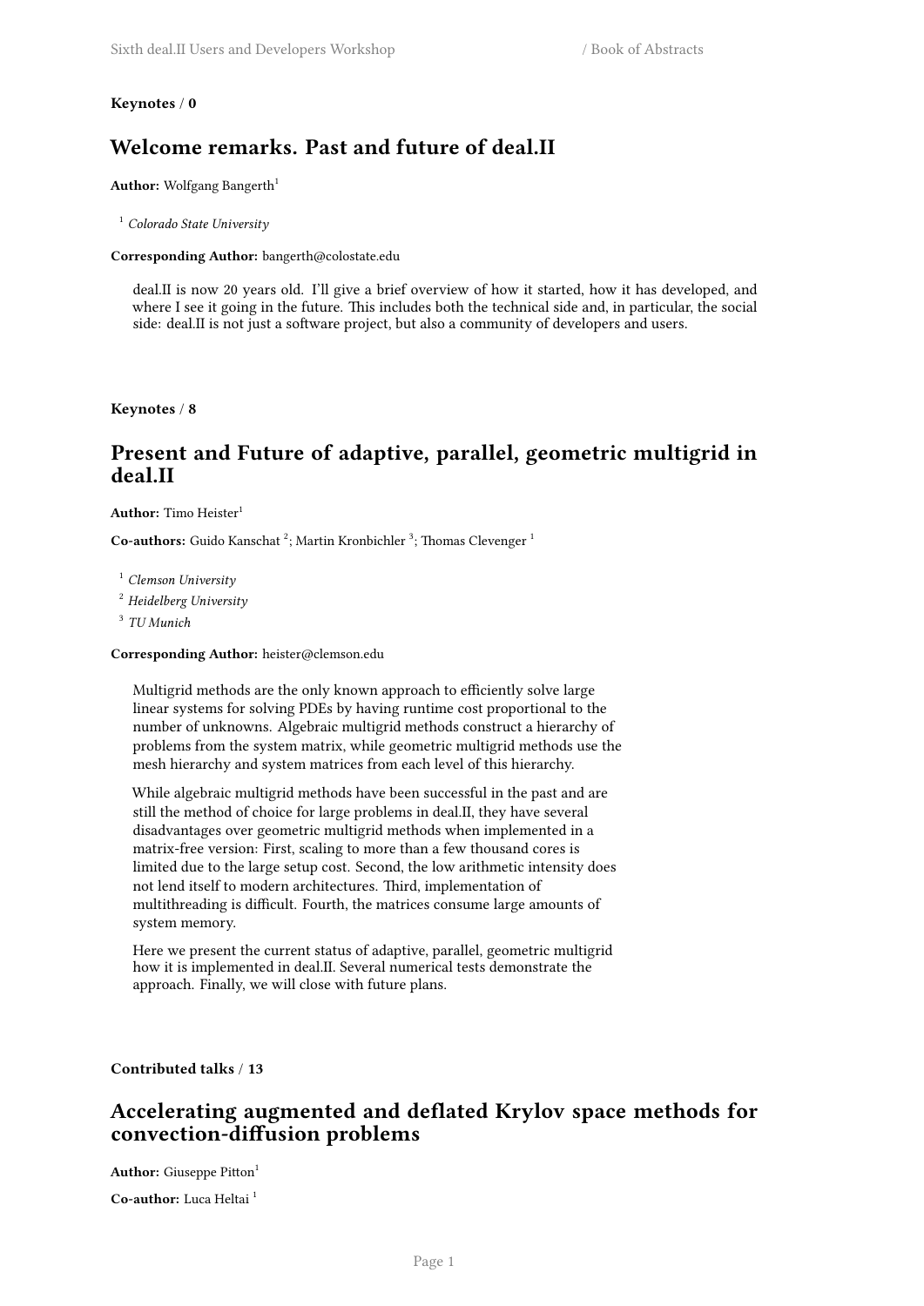**Keynotes / 0**

## Welcome remarks. Past and future of deal.II

**Author:** Wolfgang Bangerth[1]

[1] *Colorado State University*

**Corresponding Author:** bangerth@colostate.edu

deal.II is now 20 years old. I'll give a brief overview of how it started, how it has developed, and where I see it going in the future. This includes both the technical side and, in particular, the social side: deal.II is not just a software project, but also a community of developers and users.

**Keynotes / 8**

## Present and Future of adaptive, parallel, geometric multigrid in deal.II

**Author:** Timo Heister[1]

**Co-authors:** Guido Kanschat [2]; Martin Kronbichler [3]; Thomas Clevenger [1]

[1] *Clemson University*

[2] *Heidelberg University*

[3] *TU Munich*

**Corresponding Author:** heister@clemson.edu

Multigrid methods are the only known approach to efficiently solve large linear systems for solving PDEs by having runtime cost proportional to the number of unknowns. Algebraic multigrid methods construct a hierarchy of problems from the system matrix, while geometric multigrid methods use the mesh hierarchy and system matrices from each level of this hierarchy.

While algebraic multigrid methods have been successful in the past and are still the method of choice for large problems in deal.II, they have several disadvantages over geometric multigrid methods when implemented in a matrix-free version: First, scaling to more than a few thousand cores is limited due to the large setup cost. Second, the low arithmetic intensity does not lend itself to modern architectures. Third, implementation of multithreading is difficult. Fourth, the matrices consume large amounts of system memory.

Here we present the current status of adaptive, parallel, geometric multigrid how it is implemented in deal.II. Several numerical tests demonstrate the approach. Finally, we will close with future plans.

**Contributed talks / 13**

## Accelerating augmented and deflated Krylov space methods for convection-diffusion problems

**Author:** Giuseppe Pitton[1]

**Co-author:** Luca Heltai [1]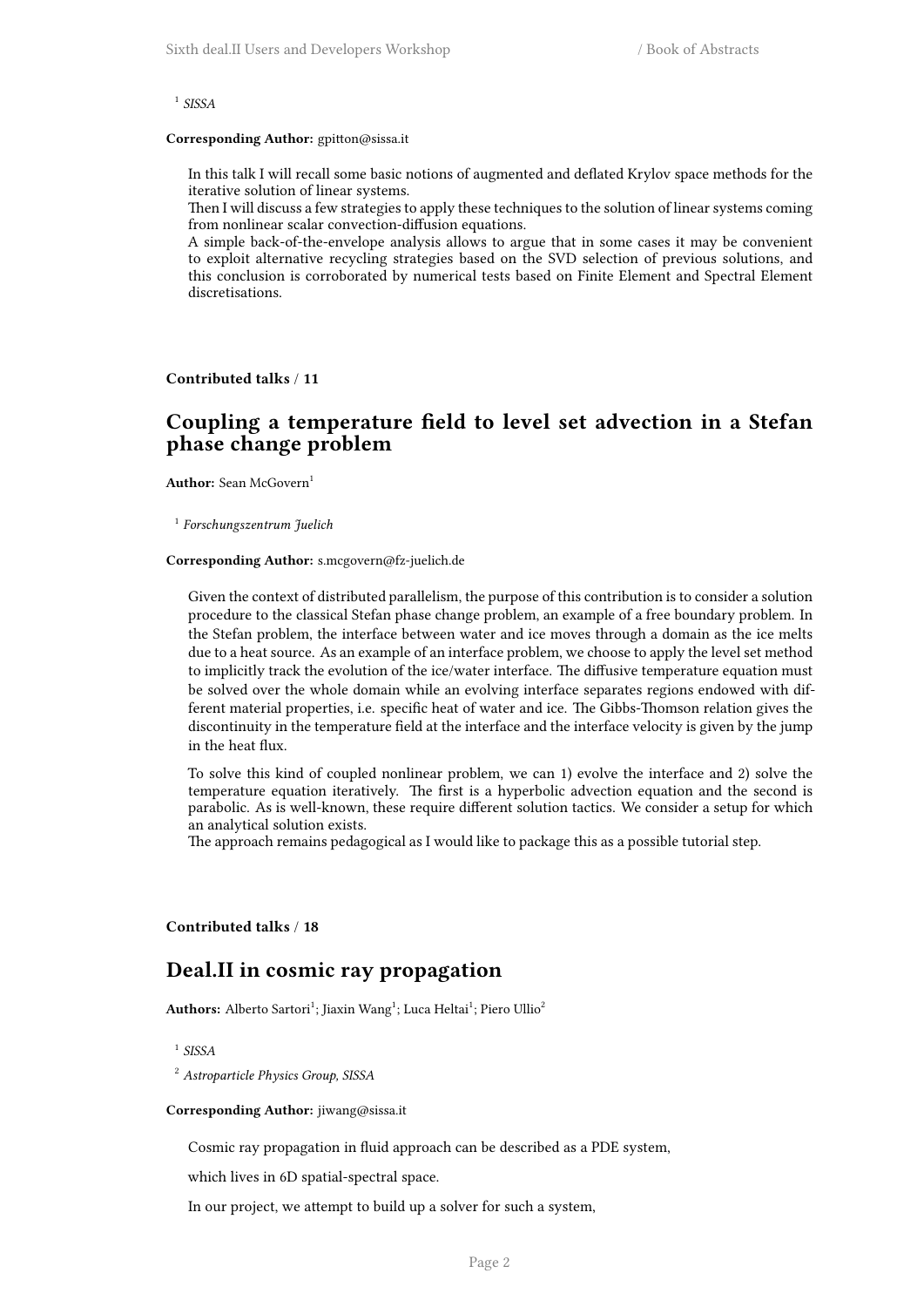[1] *SISSA*

**Corresponding Author:** gpitton@sissa.it

In this talk I will recall some basic notions of augmented and deflated Krylov space methods for the iterative solution of linear systems.
Then I will discuss a few strategies to apply these techniques to the solution of linear systems coming from nonlinear scalar convection-diffusion equations.
A simple back-of-the-envelope analysis allows to argue that in some cases it may be convenient to exploit alternative recycling strategies based on the SVD selection of previous solutions, and this conclusion is corroborated by numerical tests based on Finite Element and Spectral Element discretisations.

**Contributed talks / 11**

## Coupling a temperature field to level set advection in a Stefan phase change problem

**Author:** Sean McGovern[1]

[1] *Forschungszentrum Juelich*

**Corresponding Author:** s.mcgovern@fz-juelich.de

Given the context of distributed parallelism, the purpose of this contribution is to consider a solution procedure to the classical Stefan phase change problem, an example of a free boundary problem. In the Stefan problem, the interface between water and ice moves through a domain as the ice melts due to a heat source. As an example of an interface problem, we choose to apply the level set method to implicitly track the evolution of the ice/water interface. The diffusive temperature equation must be solved over the whole domain while an evolving interface separates regions endowed with different material properties, i.e. specific heat of water and ice. The Gibbs-Thomson relation gives the discontinuity in the temperature field at the interface and the interface velocity is given by the jump in the heat flux.

To solve this kind of coupled nonlinear problem, we can 1) evolve the interface and 2) solve the temperature equation iteratively. The first is a hyperbolic advection equation and the second is parabolic. As is well-known, these require different solution tactics. We consider a setup for which an analytical solution exists.
The approach remains pedagogical as I would like to package this as a possible tutorial step.

**Contributed talks / 18**

## Deal.II in cosmic ray propagation

**Authors:** Alberto Sartori[1]; Jiaxin Wang[1]; Luca Heltai[1]; Piero Ullio[2]

[1] *SISSA*

[2] *Astroparticle Physics Group, SISSA*

**Corresponding Author:** jiwang@sissa.it

Cosmic ray propagation in fluid approach can be described as a PDE system,

which lives in 6D spatial-spectral space.

In our project, we attempt to build up a solver for such a system,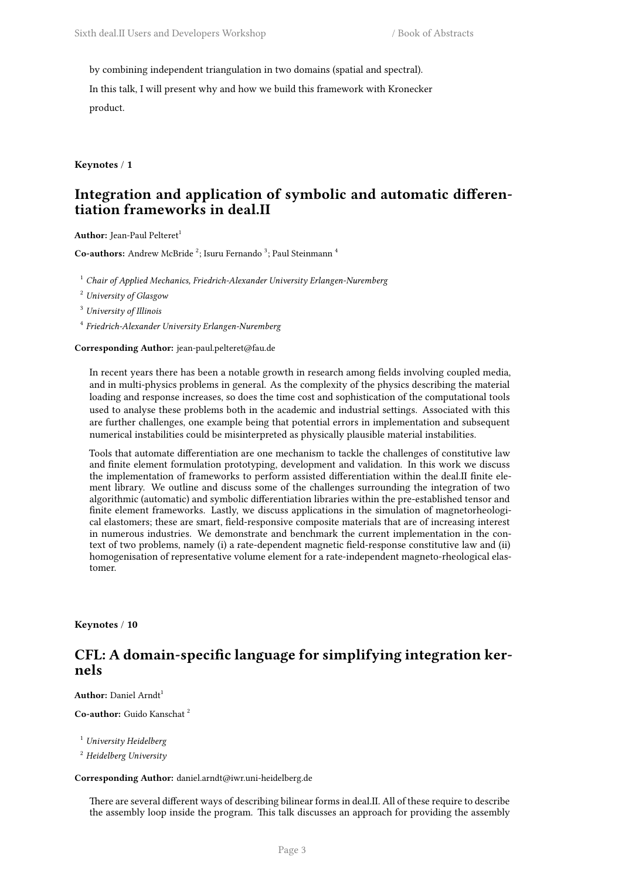by combining independent triangulation in two domains (spatial and spectral).

In this talk, I will present why and how we build this framework with Kronecker product.

**Keynotes / 1**

## Integration and application of symbolic and automatic differentiation frameworks in deal.II

**Author:** Jean-Paul Pelteret[1]

**Co-authors:** Andrew McBride [2]; Isuru Fernando [3]; Paul Steinmann [4]

[1] *Chair of Applied Mechanics, Friedrich-Alexander University Erlangen-Nuremberg*

[2] *University of Glasgow*

[3] *University of Illinois*

[4] *Friedrich-Alexander University Erlangen-Nuremberg*

**Corresponding Author:** jean-paul.pelteret@fau.de

In recent years there has been a notable growth in research among fields involving coupled media, and in multi-physics problems in general. As the complexity of the physics describing the material loading and response increases, so does the time cost and sophistication of the computational tools used to analyse these problems both in the academic and industrial settings. Associated with this are further challenges, one example being that potential errors in implementation and subsequent numerical instabilities could be misinterpreted as physically plausible material instabilities.

Tools that automate differentiation are one mechanism to tackle the challenges of constitutive law and finite element formulation prototyping, development and validation. In this work we discuss the implementation of frameworks to perform assisted differentiation within the deal.II finite element library. We outline and discuss some of the challenges surrounding the integration of two algorithmic (automatic) and symbolic differentiation libraries within the pre-established tensor and finite element frameworks. Lastly, we discuss applications in the simulation of magnetorheological elastomers; these are smart, field-responsive composite materials that are of increasing interest in numerous industries. We demonstrate and benchmark the current implementation in the context of two problems, namely (i) a rate-dependent magnetic field-response constitutive law and (ii) homogenisation of representative volume element for a rate-independent magneto-rheological elastomer.

**Keynotes / 10**

## CFL: A domain-specific language for simplifying integration kernels

**Author:** Daniel Arndt[1]

**Co-author:** Guido Kanschat [2]

[1] *University Heidelberg*

[2] *Heidelberg University*

**Corresponding Author:** daniel.arndt@iwr.uni-heidelberg.de

There are several different ways of describing bilinear forms in deal.II. All of these require to describe the assembly loop inside the program. This talk discusses an approach for providing the assembly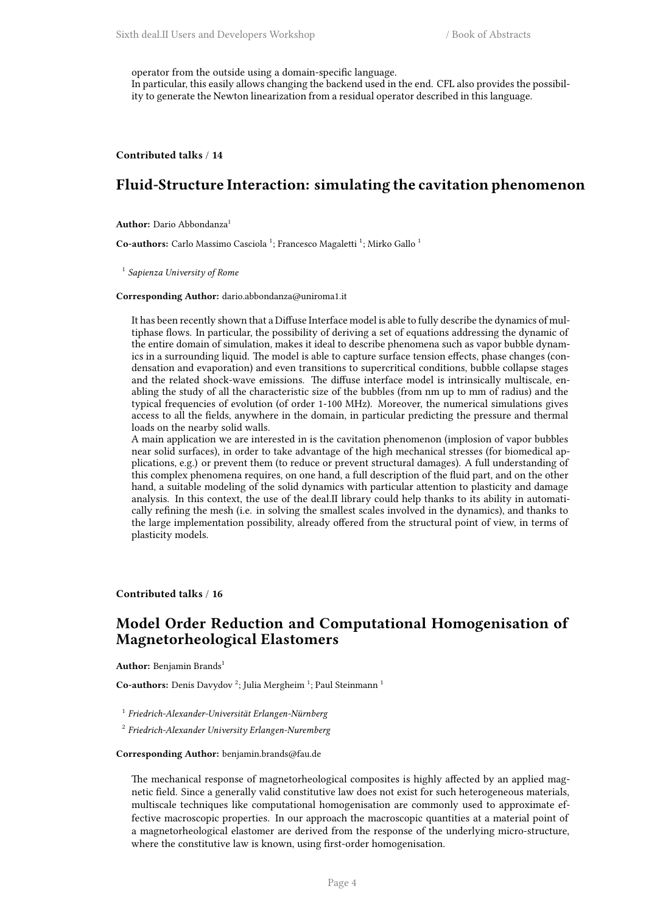operator from the outside using a domain-specific language.
In particular, this easily allows changing the backend used in the end. CFL also provides the possibility to generate the Newton linearization from a residual operator described in this language.

**Contributed talks / 14**

## Fluid-Structure Interaction: simulating the cavitation phenomenon

**Author:** Dario Abbondanza[1]

**Co-authors:** Carlo Massimo Casciola [1]; Francesco Magaletti [1]; Mirko Gallo [1]

[1] *Sapienza University of Rome*

**Corresponding Author:** dario.abbondanza@uniroma1.it

It has been recently shown that a Diffuse Interface model is able to fully describe the dynamics of multiphase flows. In particular, the possibility of deriving a set of equations addressing the dynamic of the entire domain of simulation, makes it ideal to describe phenomena such as vapor bubble dynamics in a surrounding liquid. The model is able to capture surface tension effects, phase changes (condensation and evaporation) and even transitions to supercritical conditions, bubble collapse stages and the related shock-wave emissions. The diffuse interface model is intrinsically multiscale, enabling the study of all the characteristic size of the bubbles (from nm up to mm of radius) and the typical frequencies of evolution (of order 1-100 MHz). Moreover, the numerical simulations gives access to all the fields, anywhere in the domain, in particular predicting the pressure and thermal loads on the nearby solid walls.
A main application we are interested in is the cavitation phenomenon (implosion of vapor bubbles near solid surfaces), in order to take advantage of the high mechanical stresses (for biomedical applications, e.g.) or prevent them (to reduce or prevent structural damages). A full understanding of this complex phenomena requires, on one hand, a full description of the fluid part, and on the other hand, a suitable modeling of the solid dynamics with particular attention to plasticity and damage analysis. In this context, the use of the deal.II library could help thanks to its ability in automatically refining the mesh (i.e. in solving the smallest scales involved in the dynamics), and thanks to the large implementation possibility, already offered from the structural point of view, in terms of plasticity models.

**Contributed talks / 16**

## Model Order Reduction and Computational Homogenisation of Magnetorheological Elastomers

**Author:** Benjamin Brands[1]

**Co-authors:** Denis Davydov [2]; Julia Mergheim [1]; Paul Steinmann [1]

[1] *Friedrich-Alexander-Universität Erlangen-Nürnberg*

[2] *Friedrich-Alexander University Erlangen-Nuremberg*

**Corresponding Author:** benjamin.brands@fau.de

The mechanical response of magnetorheological composites is highly affected by an applied magnetic field. Since a generally valid constitutive law does not exist for such heterogeneous materials, multiscale techniques like computational homogenisation are commonly used to approximate effective macroscopic properties. In our approach the macroscopic quantities at a material point of a magnetorheological elastomer are derived from the response of the underlying micro-structure, where the constitutive law is known, using first-order homogenisation.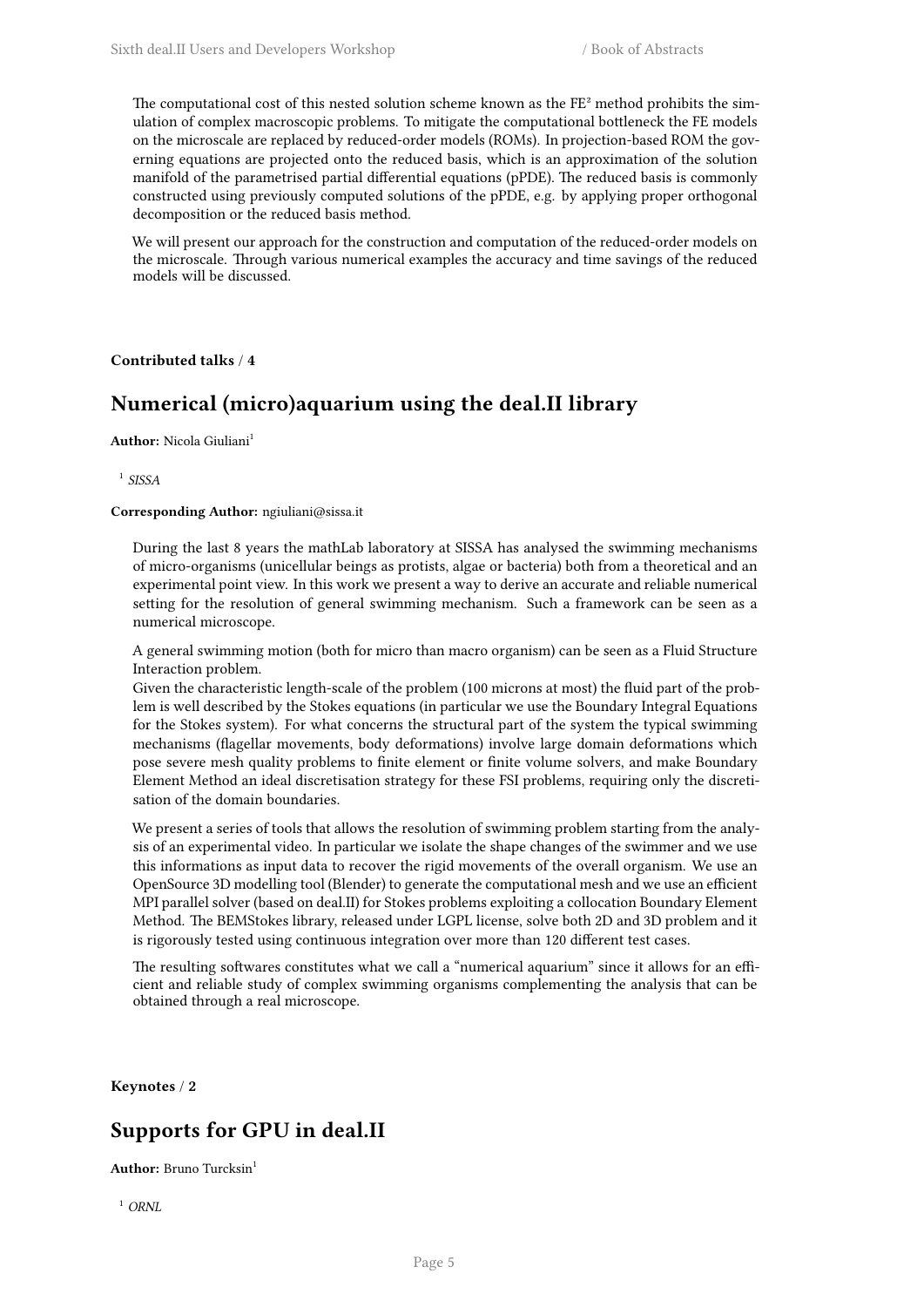The computational cost of this nested solution scheme known as the FE² method prohibits the simulation of complex macroscopic problems. To mitigate the computational bottleneck the FE models on the microscale are replaced by reduced-order models (ROMs). In projection-based ROM the governing equations are projected onto the reduced basis, which is an approximation of the solution manifold of the parametrised partial differential equations (pPDE). The reduced basis is commonly constructed using previously computed solutions of the pPDE, e.g. by applying proper orthogonal decomposition or the reduced basis method.

We will present our approach for the construction and computation of the reduced-order models on the microscale. Through various numerical examples the accuracy and time savings of the reduced models will be discussed.

**Contributed talks** / **4**

## Numerical (micro)aquarium using the deal.II library

**Author:** Nicola Giuliani[1]

[1] *SISSA*

**Corresponding Author:** ngiuliani@sissa.it

During the last 8 years the mathLab laboratory at SISSA has analysed the swimming mechanisms of micro-organisms (unicellular beings as protists, algae or bacteria) both from a theoretical and an experimental point view. In this work we present a way to derive an accurate and reliable numerical setting for the resolution of general swimming mechanism. Such a framework can be seen as a numerical microscope.

A general swimming motion (both for micro than macro organism) can be seen as a Fluid Structure Interaction problem.
Given the characteristic length-scale of the problem (100 microns at most) the fluid part of the problem is well described by the Stokes equations (in particular we use the Boundary Integral Equations for the Stokes system). For what concerns the structural part of the system the typical swimming mechanisms (flagellar movements, body deformations) involve large domain deformations which pose severe mesh quality problems to finite element or finite volume solvers, and make Boundary Element Method an ideal discretisation strategy for these FSI problems, requiring only the discretisation of the domain boundaries.

We present a series of tools that allows the resolution of swimming problem starting from the analysis of an experimental video. In particular we isolate the shape changes of the swimmer and we use this informations as input data to recover the rigid movements of the overall organism. We use an OpenSource 3D modelling tool (Blender) to generate the computational mesh and we use an efficient MPI parallel solver (based on deal.II) for Stokes problems exploiting a collocation Boundary Element Method. The BEMStokes library, released under LGPL license, solve both 2D and 3D problem and it is rigorously tested using continuous integration over more than 120 different test cases.

The resulting softwares constitutes what we call a "numerical aquarium" since it allows for an efficient and reliable study of complex swimming organisms complementing the analysis that can be obtained through a real microscope.

**Keynotes** / **2**

## Supports for GPU in deal.II

**Author:** Bruno Turcksin[1]

[1] *ORNL*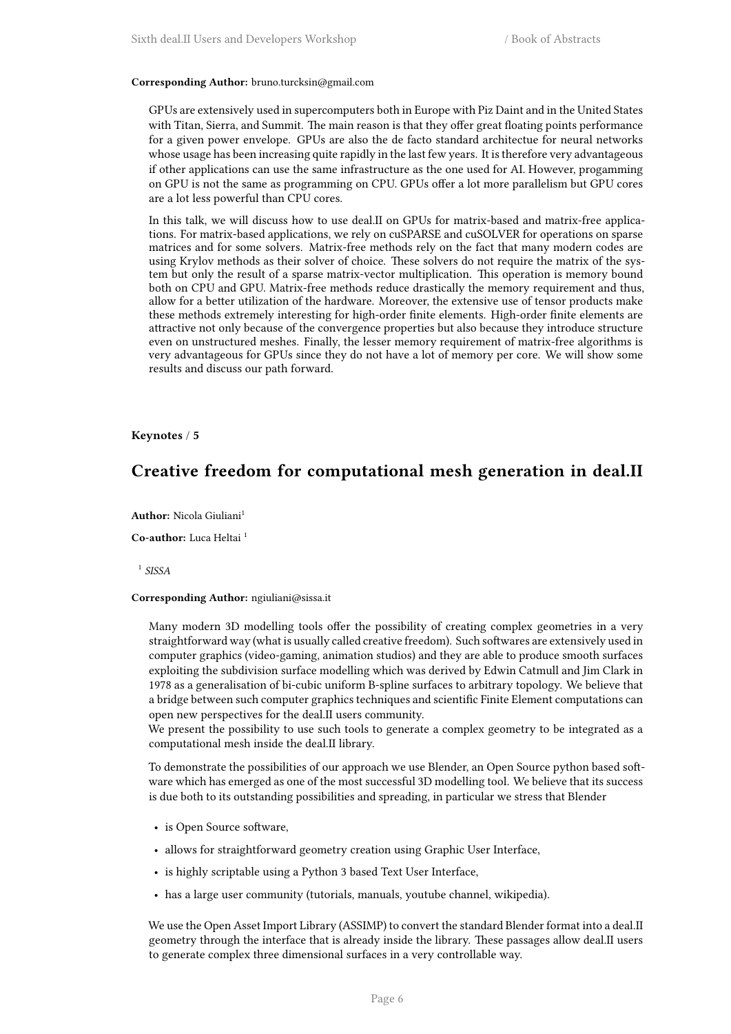**Corresponding Author:** bruno.turcksin@gmail.com

GPUs are extensively used in supercomputers both in Europe with Piz Daint and in the United States with Titan, Sierra, and Summit. The main reason is that they offer great floating points performance for a given power envelope. GPUs are also the de facto standard architectue for neural networks whose usage has been increasing quite rapidly in the last few years. It is therefore very advantageous if other applications can use the same infrastructure as the one used for AI. However, progamming on GPU is not the same as programming on CPU. GPUs offer a lot more parallelism but GPU cores are a lot less powerful than CPU cores.

In this talk, we will discuss how to use deal.II on GPUs for matrix-based and matrix-free applications. For matrix-based applications, we rely on cuSPARSE and cuSOLVER for operations on sparse matrices and for some solvers. Matrix-free methods rely on the fact that many modern codes are using Krylov methods as their solver of choice. These solvers do not require the matrix of the system but only the result of a sparse matrix-vector multiplication. This operation is memory bound both on CPU and GPU. Matrix-free methods reduce drastically the memory requirement and thus, allow for a better utilization of the hardware. Moreover, the extensive use of tensor products make these methods extremely interesting for high-order finite elements. High-order finite elements are attractive not only because of the convergence properties but also because they introduce structure even on unstructured meshes. Finally, the lesser memory requirement of matrix-free algorithms is very advantageous for GPUs since they do not have a lot of memory per core. We will show some results and discuss our path forward.

**Keynotes** / **5**

## Creative freedom for computational mesh generation in deal.II

**Author:** Nicola Giuliani[1]

**Co-author:** Luca Heltai [1]

[1] *SISSA*

**Corresponding Author:** ngiuliani@sissa.it

Many modern 3D modelling tools offer the possibility of creating complex geometries in a very straightforward way (what is usually called creative freedom). Such softwares are extensively used in computer graphics (video-gaming, animation studios) and they are able to produce smooth surfaces exploiting the subdivision surface modelling which was derived by Edwin Catmull and Jim Clark in 1978 as a generalisation of bi-cubic uniform B-spline surfaces to arbitrary topology. We believe that a bridge between such computer graphics techniques and scientific Finite Element computations can open new perspectives for the deal.II users community.
We present the possibility to use such tools to generate a complex geometry to be integrated as a computational mesh inside the deal.II library.

To demonstrate the possibilities of our approach we use Blender, an Open Source python based software which has emerged as one of the most successful 3D modelling tool. We believe that its success is due both to its outstanding possibilities and spreading, in particular we stress that Blender

- is Open Source software,
- allows for straightforward geometry creation using Graphic User Interface,
- is highly scriptable using a Python 3 based Text User Interface,
- has a large user community (tutorials, manuals, youtube channel, wikipedia).

We use the Open Asset Import Library (ASSIMP) to convert the standard Blender format into a deal.II geometry through the interface that is already inside the library. These passages allow deal.II users to generate complex three dimensional surfaces in a very controllable way.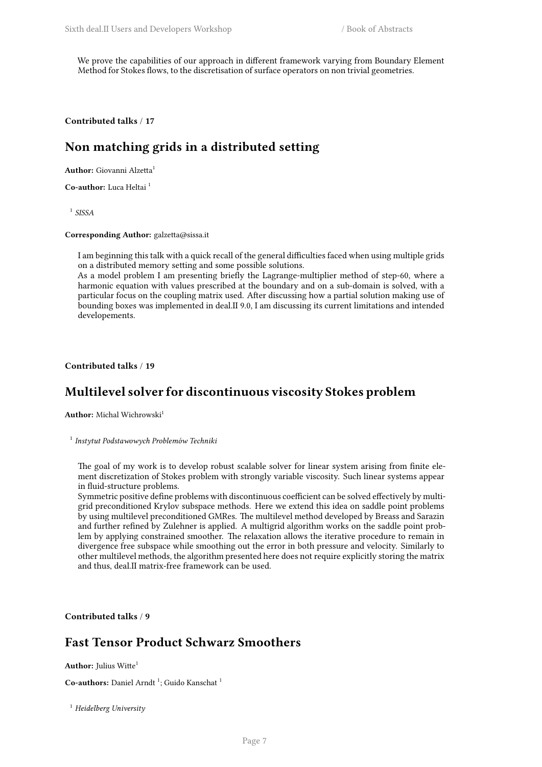We prove the capabilities of our approach in different framework varying from Boundary Element Method for Stokes flows, to the discretisation of surface operators on non trivial geometries.

**Contributed talks / 17**

## Non matching grids in a distributed setting

**Author:** Giovanni Alzetta[1]

**Co-author:** Luca Heltai [1]

[1] *SISSA*

**Corresponding Author:** galzetta@sissa.it

I am beginning this talk with a quick recall of the general difficulties faced when using multiple grids on a distributed memory setting and some possible solutions.
As a model problem I am presenting briefly the Lagrange-multiplier method of step-60, where a harmonic equation with values prescribed at the boundary and on a sub-domain is solved, with a particular focus on the coupling matrix used. After discussing how a partial solution making use of bounding boxes was implemented in deal.II 9.0, I am discussing its current limitations and intended developements.

**Contributed talks / 19**

## Multilevel solver for discontinuous viscosity Stokes problem

**Author:** Michal Wichrowski[1]

[1] *Instytut Podstawowych Problemów Techniki*

The goal of my work is to develop robust scalable solver for linear system arising from finite element discretization of Stokes problem with strongly variable viscosity. Such linear systems appear in fluid-structure problems.
Symmetric positive define problems with discontinuous coefficient can be solved effectively by multigrid preconditioned Krylov subspace methods. Here we extend this idea on saddle point problems by using multilevel preconditioned GMRes. The multilevel method developed by Breass and Sarazin and further refined by Zulehner is applied. A multigrid algorithm works on the saddle point problem by applying constrained smoother. The relaxation allows the iterative procedure to remain in divergence free subspace while smoothing out the error in both pressure and velocity. Similarly to other multilevel methods, the algorithm presented here does not require explicitly storing the matrix and thus, deal.II matrix-free framework can be used.

**Contributed talks / 9**

## Fast Tensor Product Schwarz Smoothers

**Author:** Julius Witte[1]

**Co-authors:** Daniel Arndt [1]; Guido Kanschat [1]

[1] *Heidelberg University*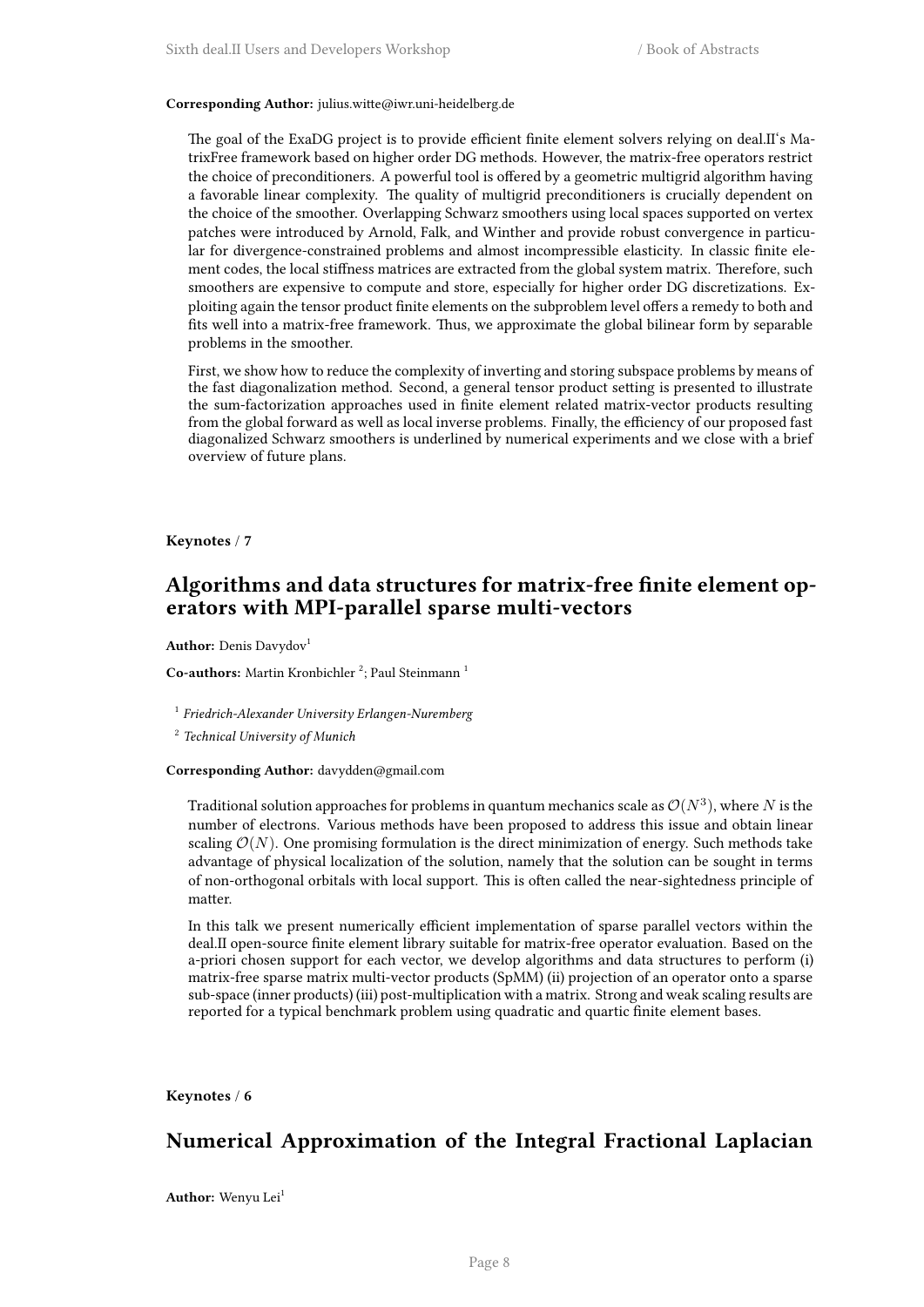**Corresponding Author:** julius.witte@iwr.uni-heidelberg.de

The goal of the ExaDG project is to provide efficient finite element solvers relying on deal.II's MatrixFree framework based on higher order DG methods. However, the matrix-free operators restrict the choice of preconditioners. A powerful tool is offered by a geometric multigrid algorithm having a favorable linear complexity. The quality of multigrid preconditioners is crucially dependent on the choice of the smoother. Overlapping Schwarz smoothers using local spaces supported on vertex patches were introduced by Arnold, Falk, and Winther and provide robust convergence in particular for divergence-constrained problems and almost incompressible elasticity. In classic finite element codes, the local stiffness matrices are extracted from the global system matrix. Therefore, such smoothers are expensive to compute and store, especially for higher order DG discretizations. Exploiting again the tensor product finite elements on the subproblem level offers a remedy to both and fits well into a matrix-free framework. Thus, we approximate the global bilinear form by separable problems in the smoother.

First, we show how to reduce the complexity of inverting and storing subspace problems by means of the fast diagonalization method. Second, a general tensor product setting is presented to illustrate the sum-factorization approaches used in finite element related matrix-vector products resulting from the global forward as well as local inverse problems. Finally, the efficiency of our proposed fast diagonalized Schwarz smoothers is underlined by numerical experiments and we close with a brief overview of future plans.

**Keynotes / 7**

## Algorithms and data structures for matrix-free finite element operators with MPI-parallel sparse multi-vectors

**Author:** Denis Davydov[1]

**Co-authors:** Martin Kronbichler [2]; Paul Steinmann [1]

[1] *Friedrich-Alexander University Erlangen-Nuremberg*

[2] *Technical University of Munich*

**Corresponding Author:** davydden@gmail.com

Traditional solution approaches for problems in quantum mechanics scale as $\mathcal{O}(N^3)$, where $N$ is the number of electrons. Various methods have been proposed to address this issue and obtain linear scaling $\mathcal{O}(N)$. One promising formulation is the direct minimization of energy. Such methods take advantage of physical localization of the solution, namely that the solution can be sought in terms of non-orthogonal orbitals with local support. This is often called the near-sightedness principle of matter.

In this talk we present numerically efficient implementation of sparse parallel vectors within the deal.II open-source finite element library suitable for matrix-free operator evaluation. Based on the a-priori chosen support for each vector, we develop algorithms and data structures to perform (i) matrix-free sparse matrix multi-vector products (SpMM) (ii) projection of an operator onto a sparse sub-space (inner products) (iii) post-multiplication with a matrix. Strong and weak scaling results are reported for a typical benchmark problem using quadratic and quartic finite element bases.

**Keynotes / 6**

## Numerical Approximation of the Integral Fractional Laplacian

**Author:** Wenyu Lei[1]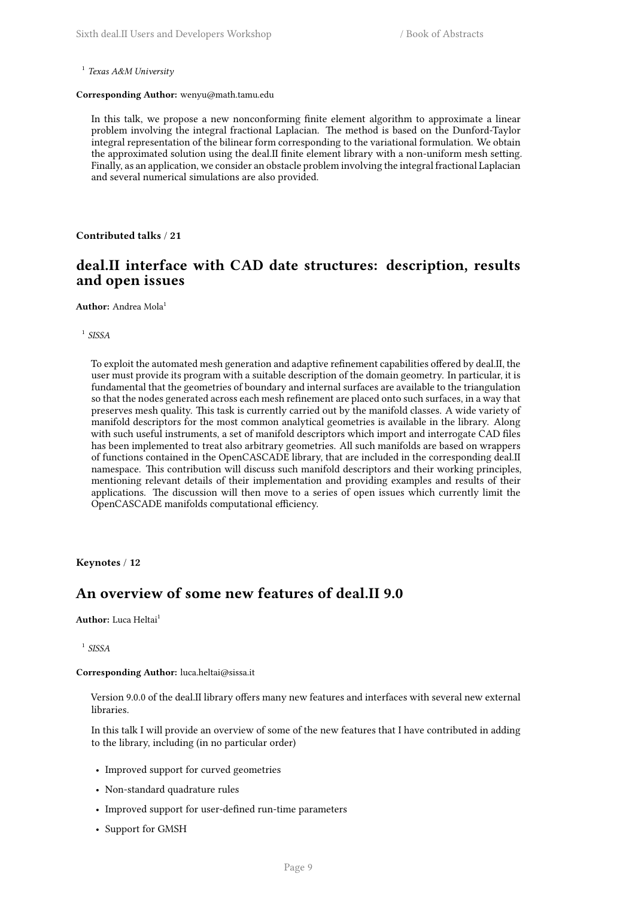[1] *Texas A&M University*

**Corresponding Author:** wenyu@math.tamu.edu

In this talk, we propose a new nonconforming finite element algorithm to approximate a linear problem involving the integral fractional Laplacian. The method is based on the Dunford-Taylor integral representation of the bilinear form corresponding to the variational formulation. We obtain the approximated solution using the deal.II finite element library with a non-uniform mesh setting. Finally, as an application, we consider an obstacle problem involving the integral fractional Laplacian and several numerical simulations are also provided.

**Contributed talks / 21**

## deal.II interface with CAD date structures: description, results and open issues

**Author:** Andrea Mola[1]

[1] *SISSA*

To exploit the automated mesh generation and adaptive refinement capabilities offered by deal.II, the user must provide its program with a suitable description of the domain geometry. In particular, it is fundamental that the geometries of boundary and internal surfaces are available to the triangulation so that the nodes generated across each mesh refinement are placed onto such surfaces, in a way that preserves mesh quality. This task is currently carried out by the manifold classes. A wide variety of manifold descriptors for the most common analytical geometries is available in the library. Along with such useful instruments, a set of manifold descriptors which import and interrogate CAD files has been implemented to treat also arbitrary geometries. All such manifolds are based on wrappers of functions contained in the OpenCASCADE library, that are included in the corresponding deal.II namespace. This contribution will discuss such manifold descriptors and their working principles, mentioning relevant details of their implementation and providing examples and results of their applications. The discussion will then move to a series of open issues which currently limit the OpenCASCADE manifolds computational efficiency.

**Keynotes / 12**

## An overview of some new features of deal.II 9.0

**Author:** Luca Heltai[1]

[1] *SISSA*

**Corresponding Author:** luca.heltai@sissa.it

Version 9.0.0 of the deal.II library offers many new features and interfaces with several new external libraries.

In this talk I will provide an overview of some of the new features that I have contributed in adding to the library, including (in no particular order)

- Improved support for curved geometries
- Non-standard quadrature rules
- Improved support for user-defined run-time parameters
- Support for GMSH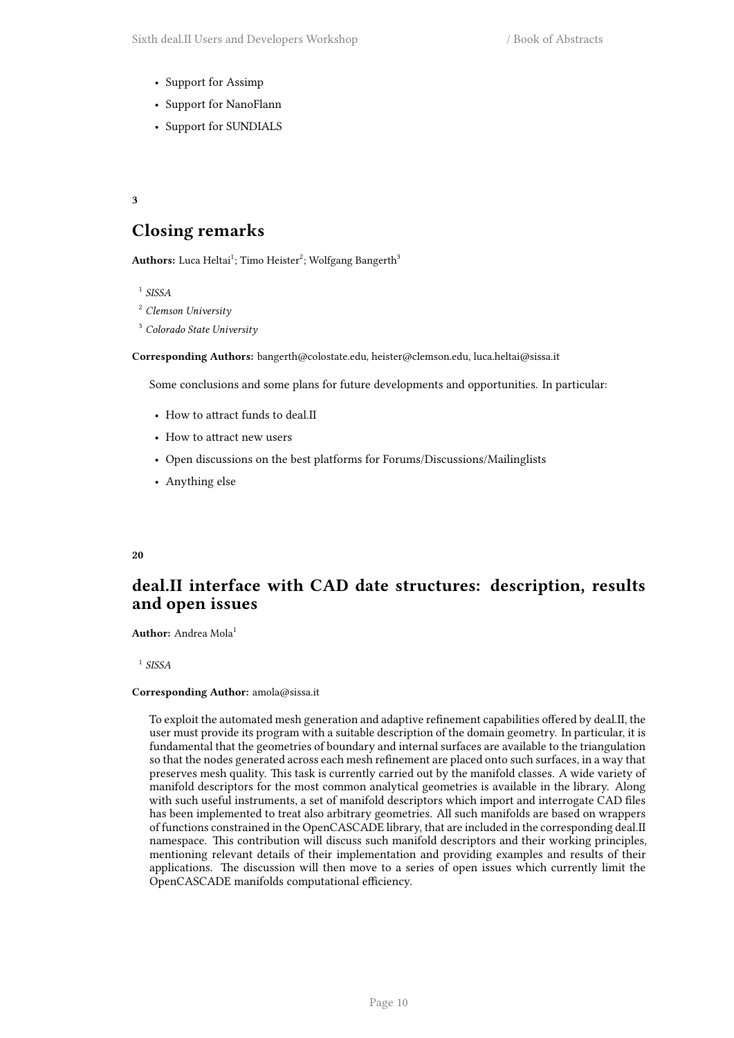- Support for Assimp
- Support for NanoFlann
- Support for SUNDIALS

**3**

## Closing remarks

**Authors:** Luca Heltai[1]; Timo Heister[2]; Wolfgang Bangerth[3]

[1] *SISSA*

[2] *Clemson University*

[3] *Colorado State University*

**Corresponding Authors:** bangerth@colostate.edu, heister@clemson.edu, luca.heltai@sissa.it

Some conclusions and some plans for future developments and opportunities. In particular:

- How to attract funds to deal.II
- How to attract new users
- Open discussions on the best platforms for Forums/Discussions/Mailinglists
- Anything else

**20**

## deal.II interface with CAD date structures: description, results and open issues

**Author:** Andrea Mola[1]

[1] *SISSA*

**Corresponding Author:** amola@sissa.it

To exploit the automated mesh generation and adaptive refinement capabilities offered by deal.II, the user must provide its program with a suitable description of the domain geometry. In particular, it is fundamental that the geometries of boundary and internal surfaces are available to the triangulation so that the nodes generated across each mesh refinement are placed onto such surfaces, in a way that preserves mesh quality. This task is currently carried out by the manifold classes. A wide variety of manifold descriptors for the most common analytical geometries is available in the library. Along with such useful instruments, a set of manifold descriptors which import and interrogate CAD files has been implemented to treat also arbitrary geometries. All such manifolds are based on wrappers of functions constrained in the OpenCASCADE library, that are included in the corresponding deal.II namespace. This contribution will discuss such manifold descriptors and their working principles, mentioning relevant details of their implementation and providing examples and results of their applications. The discussion will then move to a series of open issues which currently limit the OpenCASCADE manifolds computational efficiency.